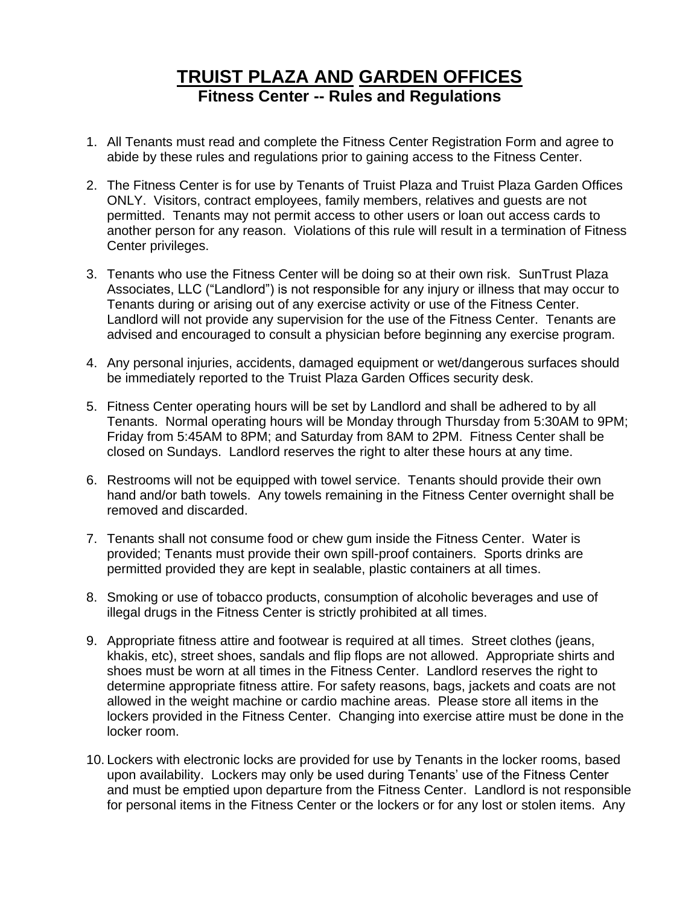# TRUIST PLAZA AND GARDEN OFFICES

## Fitness Center -- Rules and Regulations

1. All Tenants must read and complete the Fitness Center Registration Form and agree to abide by these rules and regulations prior to gaining access to the Fitness Center.

2. The Fitness Center is for use by Tenants of Truist Plaza and Truist Plaza Garden Offices ONLY. Visitors, contract employees, family members, relatives and guests are not permitted. Tenants may not permit access to other users or loan out access cards to another person for any reason. Violations of this rule will result in a termination of Fitness Center privileges.

3. Tenants who use the Fitness Center will be doing so at their own risk. SunTrust Plaza Associates, LLC ("Landlord") is not responsible for any injury or illness that may occur to Tenants during or arising out of any exercise activity or use of the Fitness Center. Landlord will not provide any supervision for the use of the Fitness Center. Tenants are advised and encouraged to consult a physician before beginning any exercise program.

4. Any personal injuries, accidents, damaged equipment or wet/dangerous surfaces should be immediately reported to the Truist Plaza Garden Offices security desk.

5. Fitness Center operating hours will be set by Landlord and shall be adhered to by all Tenants. Normal operating hours will be Monday through Thursday from 5:30AM to 9PM; Friday from 5:45AM to 8PM; and Saturday from 8AM to 2PM. Fitness Center shall be closed on Sundays. Landlord reserves the right to alter these hours at any time.

6. Restrooms will not be equipped with towel service. Tenants should provide their own hand and/or bath towels. Any towels remaining in the Fitness Center overnight shall be removed and discarded.

7. Tenants shall not consume food or chew gum inside the Fitness Center. Water is provided; Tenants must provide their own spill-proof containers. Sports drinks are permitted provided they are kept in sealable, plastic containers at all times.

8. Smoking or use of tobacco products, consumption of alcoholic beverages and use of illegal drugs in the Fitness Center is strictly prohibited at all times.

9. Appropriate fitness attire and footwear is required at all times. Street clothes (jeans, khakis, etc), street shoes, sandals and flip flops are not allowed. Appropriate shirts and shoes must be worn at all times in the Fitness Center. Landlord reserves the right to determine appropriate fitness attire. For safety reasons, bags, jackets and coats are not allowed in the weight machine or cardio machine areas. Please store all items in the lockers provided in the Fitness Center. Changing into exercise attire must be done in the locker room.

10. Lockers with electronic locks are provided for use by Tenants in the locker rooms, based upon availability. Lockers may only be used during Tenants' use of the Fitness Center and must be emptied upon departure from the Fitness Center. Landlord is not responsible for personal items in the Fitness Center or the lockers or for any lost or stolen items. Any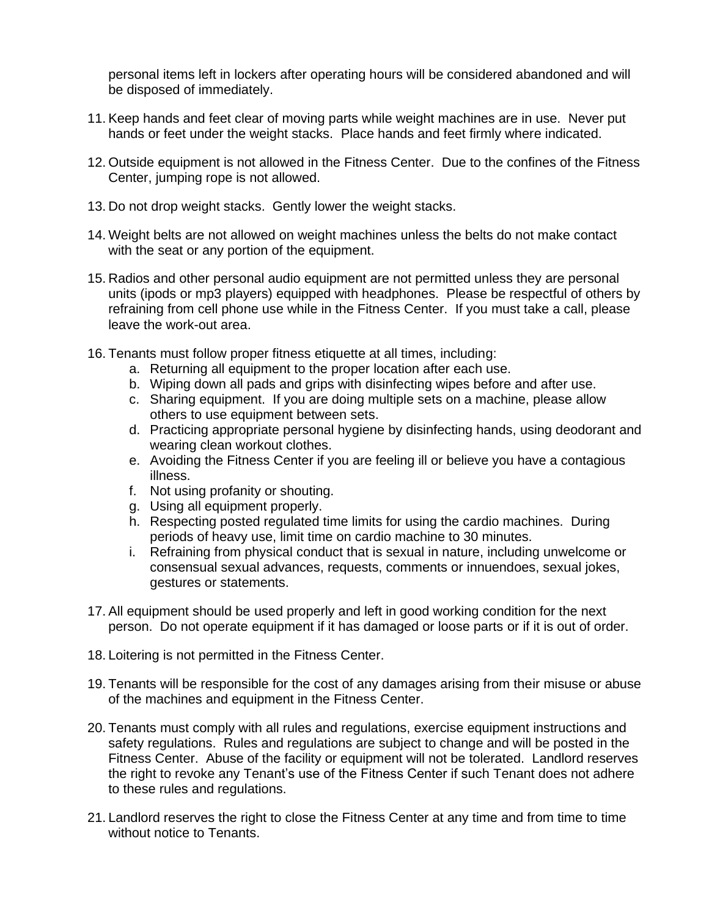personal items left in lockers after operating hours will be considered abandoned and will be disposed of immediately.

11. Keep hands and feet clear of moving parts while weight machines are in use. Never put hands or feet under the weight stacks. Place hands and feet firmly where indicated.

12. Outside equipment is not allowed in the Fitness Center. Due to the confines of the Fitness Center, jumping rope is not allowed.

13. Do not drop weight stacks. Gently lower the weight stacks.

14. Weight belts are not allowed on weight machines unless the belts do not make contact with the seat or any portion of the equipment.

15. Radios and other personal audio equipment are not permitted unless they are personal units (ipods or mp3 players) equipped with headphones. Please be respectful of others by refraining from cell phone use while in the Fitness Center. If you must take a call, please leave the work-out area.

16. Tenants must follow proper fitness etiquette at all times, including:
    a. Returning all equipment to the proper location after each use.
    b. Wiping down all pads and grips with disinfecting wipes before and after use.
    c. Sharing equipment. If you are doing multiple sets on a machine, please allow others to use equipment between sets.
    d. Practicing appropriate personal hygiene by disinfecting hands, using deodorant and wearing clean workout clothes.
    e. Avoiding the Fitness Center if you are feeling ill or believe you have a contagious illness.
    f. Not using profanity or shouting.
    g. Using all equipment properly.
    h. Respecting posted regulated time limits for using the cardio machines. During periods of heavy use, limit time on cardio machine to 30 minutes.
    i. Refraining from physical conduct that is sexual in nature, including unwelcome or consensual sexual advances, requests, comments or innuendoes, sexual jokes, gestures or statements.

17. All equipment should be used properly and left in good working condition for the next person. Do not operate equipment if it has damaged or loose parts or if it is out of order.

18. Loitering is not permitted in the Fitness Center.

19. Tenants will be responsible for the cost of any damages arising from their misuse or abuse of the machines and equipment in the Fitness Center.

20. Tenants must comply with all rules and regulations, exercise equipment instructions and safety regulations. Rules and regulations are subject to change and will be posted in the Fitness Center. Abuse of the facility or equipment will not be tolerated. Landlord reserves the right to revoke any Tenant's use of the Fitness Center if such Tenant does not adhere to these rules and regulations.

21. Landlord reserves the right to close the Fitness Center at any time and from time to time without notice to Tenants.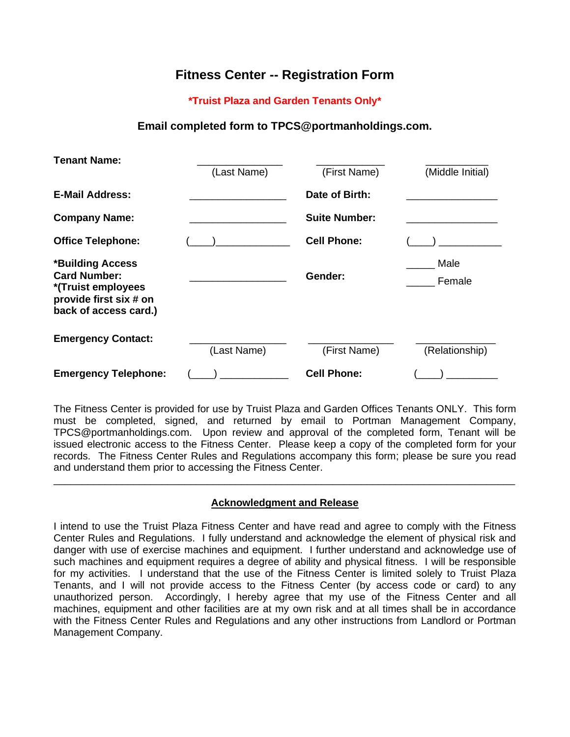# Fitness Center -- Registration Form

**\*Truist Plaza and Garden Tenants Only\***

**Email completed form to TPCS@portmanholdings.com.**

| | | | |
|---|---|---|---|
| **Tenant Name:** | ______________ (Last Name) | ___________ (First Name) | __________ (Middle Initial) |
| **E-Mail Address:** | ________________ | **Date of Birth:** | _______________ |
| **Company Name:** | ________________ | **Suite Number:** | _______________ |
| **Office Telephone:** | (____)____________ | **Cell Phone:** | (____) __________ |
| **\*Building Access Card Number:** **\*(Truist employees provide first six # on back of access card.)** | ________________ | **Gender:** | _____ Male<br>_____ Female |
| **Emergency Contact:** | ________________ (Last Name) | ______________ (First Name) | _____________ (Relationship) |
| **Emergency Telephone:** | (____) ___________ | **Cell Phone:** | (____) ________ |

The Fitness Center is provided for use by Truist Plaza and Garden Offices Tenants ONLY. This form must be completed, signed, and returned by email to Portman Management Company, TPCS@portmanholdings.com. Upon review and approval of the completed form, Tenant will be issued electronic access to the Fitness Center. Please keep a copy of the completed form for your records. The Fitness Center Rules and Regulations accompany this form; please be sure you read and understand them prior to accessing the Fitness Center.

---

## Acknowledgment and Release

I intend to use the Truist Plaza Fitness Center and have read and agree to comply with the Fitness Center Rules and Regulations. I fully understand and acknowledge the element of physical risk and danger with use of exercise machines and equipment. I further understand and acknowledge use of such machines and equipment requires a degree of ability and physical fitness. I will be responsible for my activities. I understand that the use of the Fitness Center is limited solely to Truist Plaza Tenants, and I will not provide access to the Fitness Center (by access code or card) to any unauthorized person. Accordingly, I hereby agree that my use of the Fitness Center and all machines, equipment and other facilities are at my own risk and at all times shall be in accordance with the Fitness Center Rules and Regulations and any other instructions from Landlord or Portman Management Company.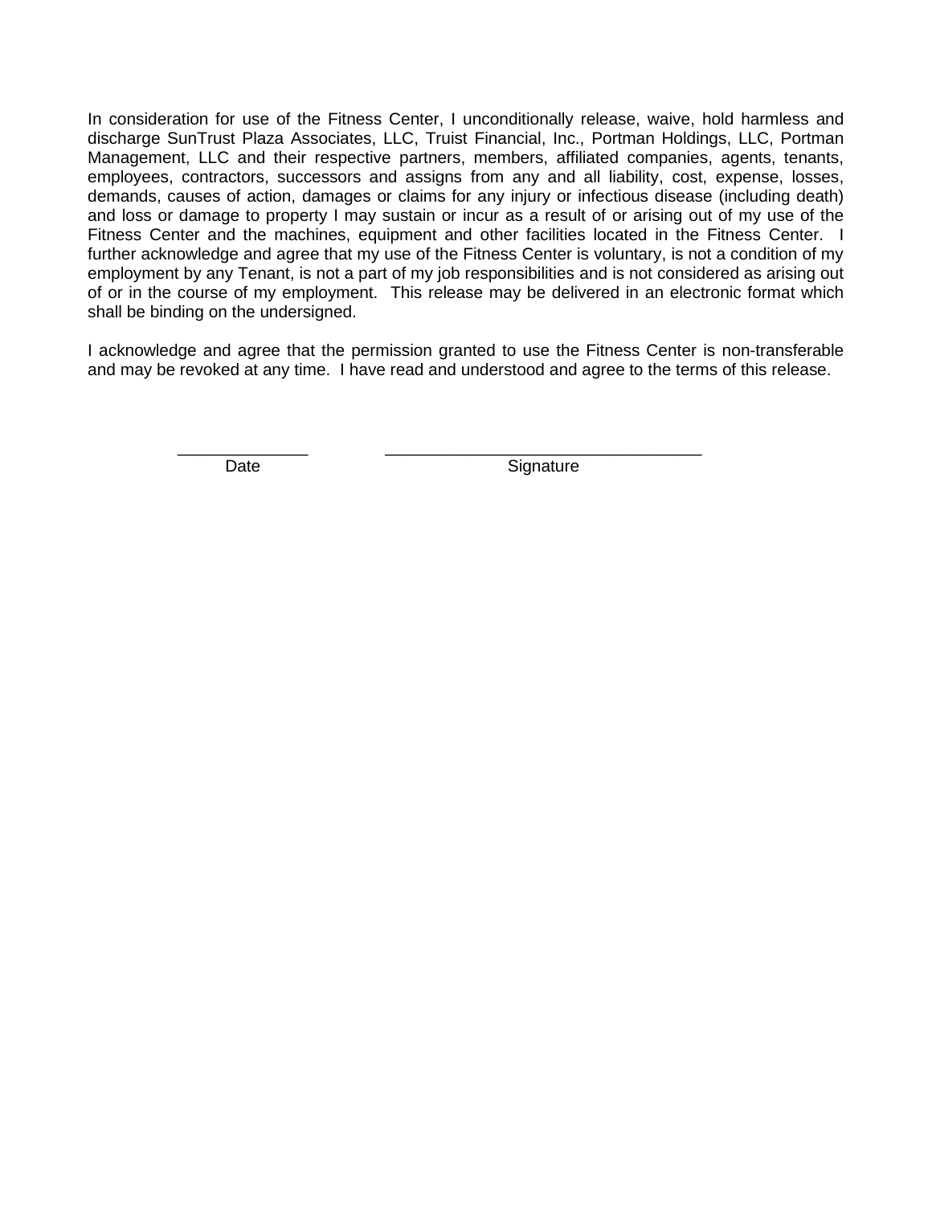In consideration for use of the Fitness Center, I unconditionally release, waive, hold harmless and discharge SunTrust Plaza Associates, LLC, Truist Financial, Inc., Portman Holdings, LLC, Portman Management, LLC and their respective partners, members, affiliated companies, agents, tenants, employees, contractors, successors and assigns from any and all liability, cost, expense, losses, demands, causes of action, damages or claims for any injury or infectious disease (including death) and loss or damage to property I may sustain or incur as a result of or arising out of my use of the Fitness Center and the machines, equipment and other facilities located in the Fitness Center. I further acknowledge and agree that my use of the Fitness Center is voluntary, is not a condition of my employment by any Tenant, is not a part of my job responsibilities and is not considered as arising out of or in the course of my employment. This release may be delivered in an electronic format which shall be binding on the undersigned.

I acknowledge and agree that the permission granted to use the Fitness Center is non-transferable and may be revoked at any time. I have read and understood and agree to the terms of this release.

______________ ___________________________________

Date Signature